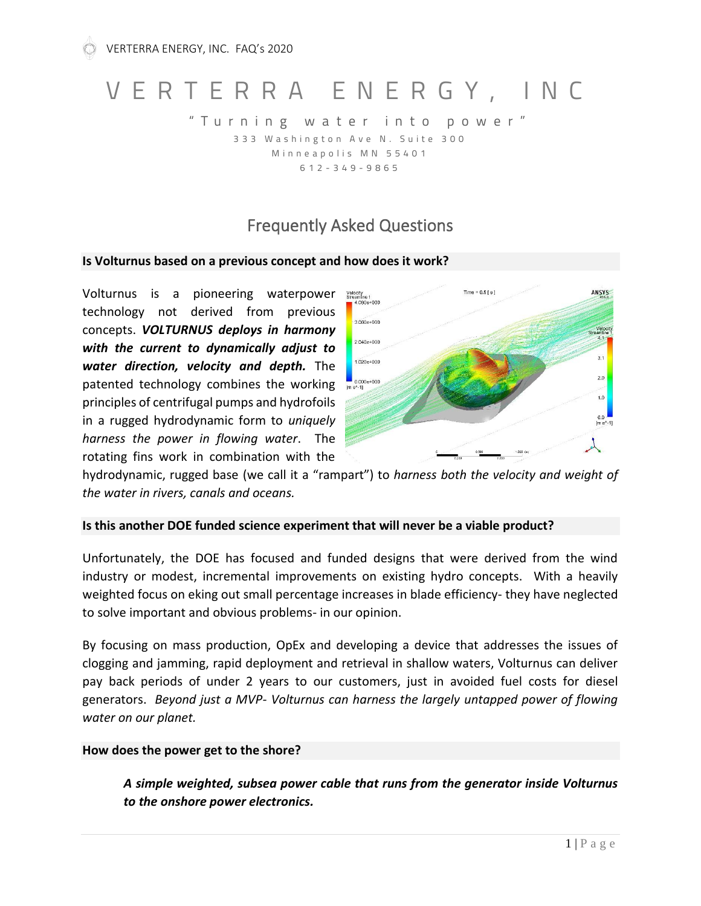# VERTERRA ENERGY, INC

"Turning water into power"

333 Washington Ave N. Suite 300

Minneapolis MN 55401

612-349-9865

## Frequently Asked Questions

### Is Volturnus based on a previous concept and how does it work?

Volturnus is a pioneering waterpower technology not derived from previous concepts. ***VOLTURNUS deploys in harmony with the current to dynamically adjust to water direction, velocity and depth.*** The patented technology combines the working principles of centrifugal pumps and hydrofoils in a rugged hydrodynamic form to *uniquely harness the power in flowing water*. The rotating fins work in combination with the hydrodynamic, rugged base (we call it a "rampart") to *harness both the velocity and weight of the water in rivers, canals and oceans.*

### Is this another DOE funded science experiment that will never be a viable product?

Unfortunately, the DOE has focused and funded designs that were derived from the wind industry or modest, incremental improvements on existing hydro concepts. With a heavily weighted focus on eking out small percentage increases in blade efficiency- they have neglected to solve important and obvious problems- in our opinion.

By focusing on mass production, OpEx and developing a device that addresses the issues of clogging and jamming, rapid deployment and retrieval in shallow waters, Volturnus can deliver pay back periods of under 2 years to our customers, just in avoided fuel costs for diesel generators. *Beyond just a MVP- Volturnus can harness the largely untapped power of flowing water on our planet.*

### How does the power get to the shore?

***A simple weighted, subsea power cable that runs from the generator inside Volturnus to the onshore power electronics.***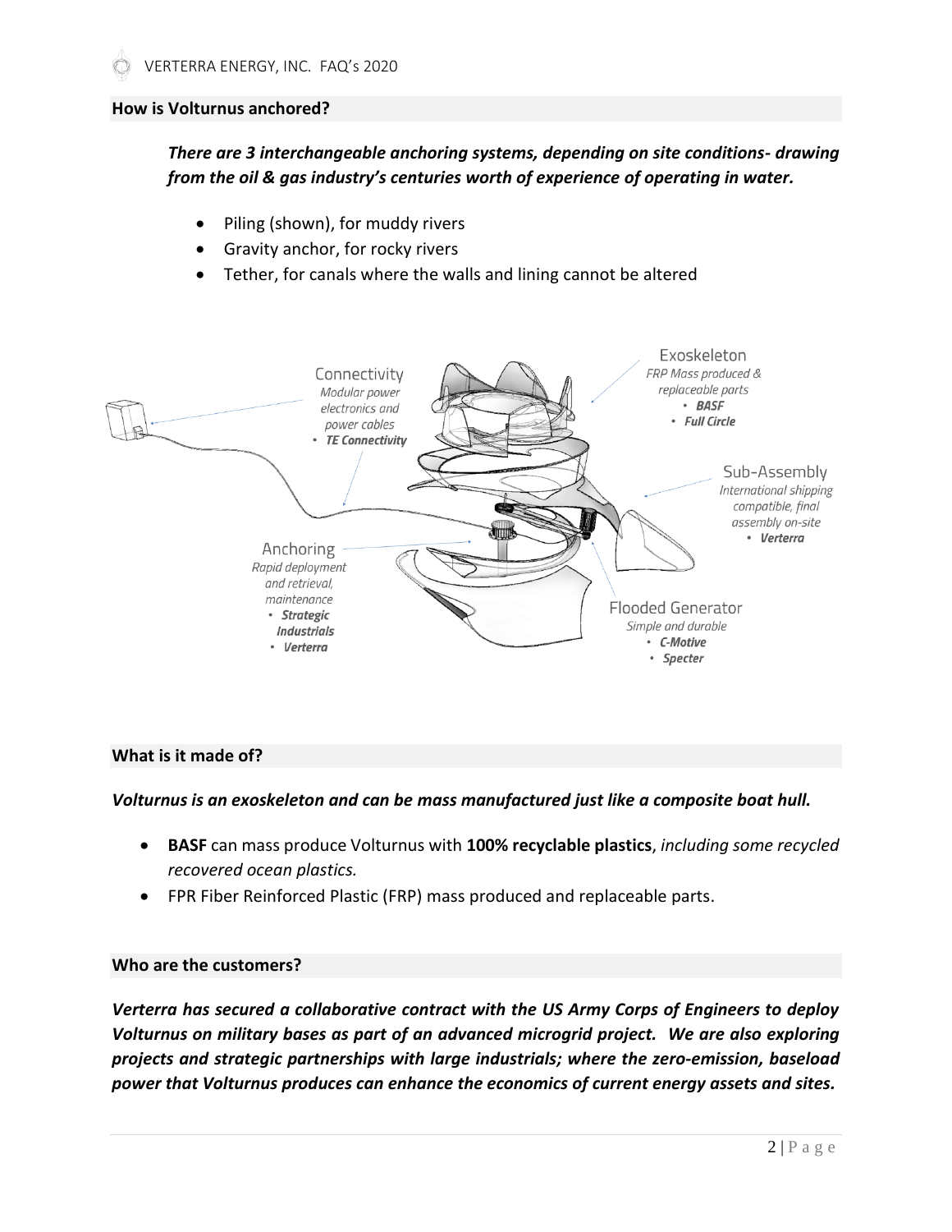## How is Volturnus anchored?

***There are 3 interchangeable anchoring systems, depending on site conditions- drawing from the oil & gas industry's centuries worth of experience of operating in water.***

- Piling (shown), for muddy rivers
- Gravity anchor, for rocky rivers
- Tether, for canals where the walls and lining cannot be altered

Connectivity
*Modular power electronics and power cables*
- ***TE Connectivity***

Exoskeleton
*FRP Mass produced & replaceable parts*
- ***BASF***
- ***Full Circle***

Sub-Assembly
*International shipping compatible, final assembly on-site*
- ***Verterra***

Anchoring
*Rapid deployment and retrieval, maintenance*
- ***Strategic Industrials***
- ***Verterra***

Flooded Generator
*Simple and durable*
- ***C-Motive***
- ***Specter***

## What is it made of?

***Volturnus is an exoskeleton and can be mass manufactured just like a composite boat hull.***

- **BASF** can mass produce Volturnus with **100% recyclable plastics**, *including some recycled recovered ocean plastics.*
- FPR Fiber Reinforced Plastic (FRP) mass produced and replaceable parts.

## Who are the customers?

***Verterra has secured a collaborative contract with the US Army Corps of Engineers to deploy Volturnus on military bases as part of an advanced microgrid project. We are also exploring projects and strategic partnerships with large industrials; where the zero-emission, baseload power that Volturnus produces can enhance the economics of current energy assets and sites.***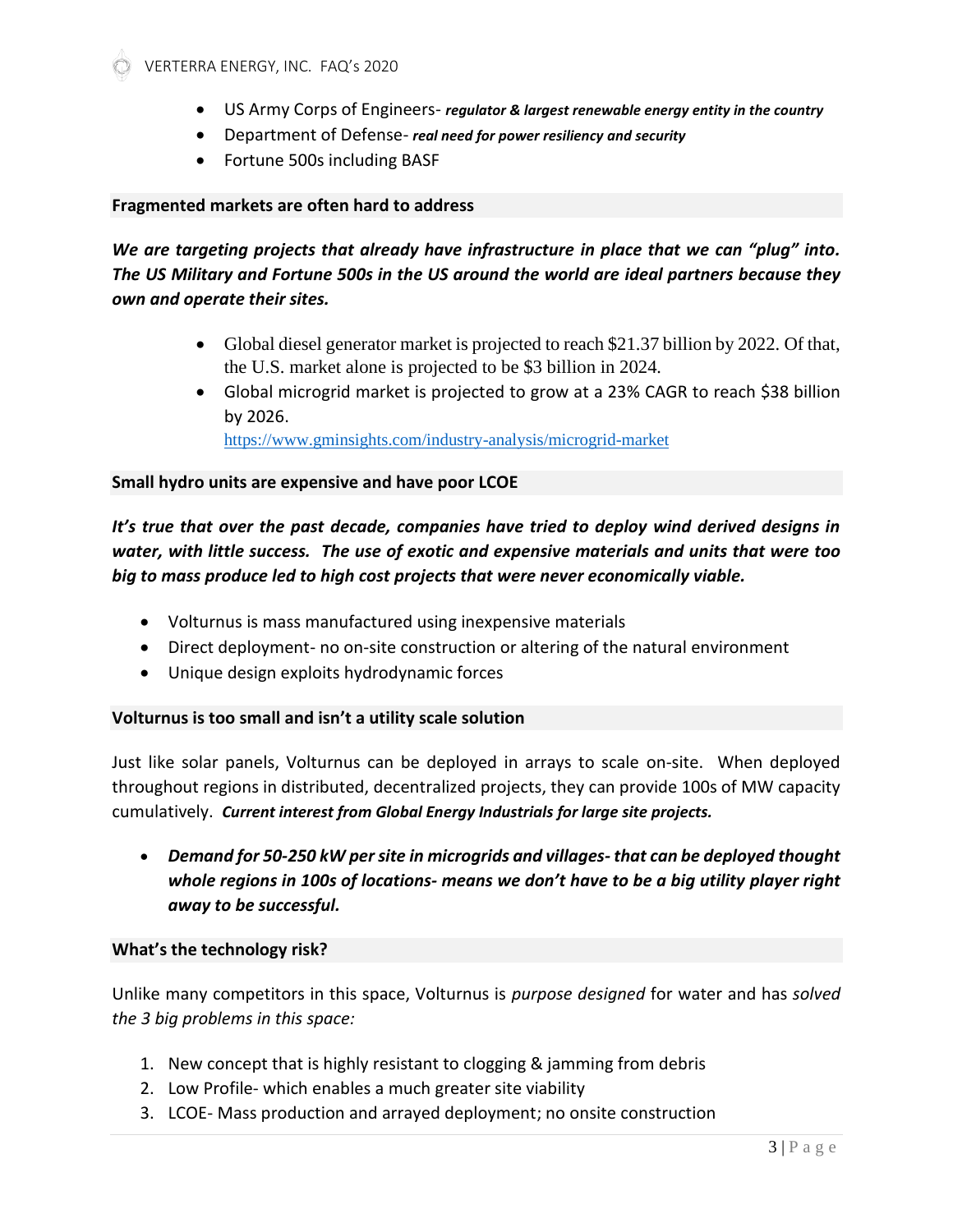- US Army Corps of Engineers- ***regulator & largest renewable energy entity in the country***
- Department of Defense- ***real need for power resiliency and security***
- Fortune 500s including BASF

**Fragmented markets are often hard to address**

***We are targeting projects that already have infrastructure in place that we can "plug" into. The US Military and Fortune 500s in the US around the world are ideal partners because they own and operate their sites.***

- Global diesel generator market is projected to reach $21.37 billion by 2022. Of that, the U.S. market alone is projected to be $3 billion in 2024.
- Global microgrid market is projected to grow at a 23% CAGR to reach $38 billion by 2026. https://www.gminsights.com/industry-analysis/microgrid-market

**Small hydro units are expensive and have poor LCOE**

***It's true that over the past decade, companies have tried to deploy wind derived designs in water, with little success. The use of exotic and expensive materials and units that were too big to mass produce led to high cost projects that were never economically viable.***

- Volturnus is mass manufactured using inexpensive materials
- Direct deployment- no on-site construction or altering of the natural environment
- Unique design exploits hydrodynamic forces

**Volturnus is too small and isn't a utility scale solution**

Just like solar panels, Volturnus can be deployed in arrays to scale on-site. When deployed throughout regions in distributed, decentralized projects, they can provide 100s of MW capacity cumulatively. ***Current interest from Global Energy Industrials for large site projects.***

- ***Demand for 50-250 kW per site in microgrids and villages- that can be deployed thought whole regions in 100s of locations- means we don't have to be a big utility player right away to be successful.***

**What's the technology risk?**

Unlike many competitors in this space, Volturnus is *purpose designed* for water and has *solved the 3 big problems in this space:*

1. New concept that is highly resistant to clogging & jamming from debris
2. Low Profile- which enables a much greater site viability
3. LCOE- Mass production and arrayed deployment; no onsite construction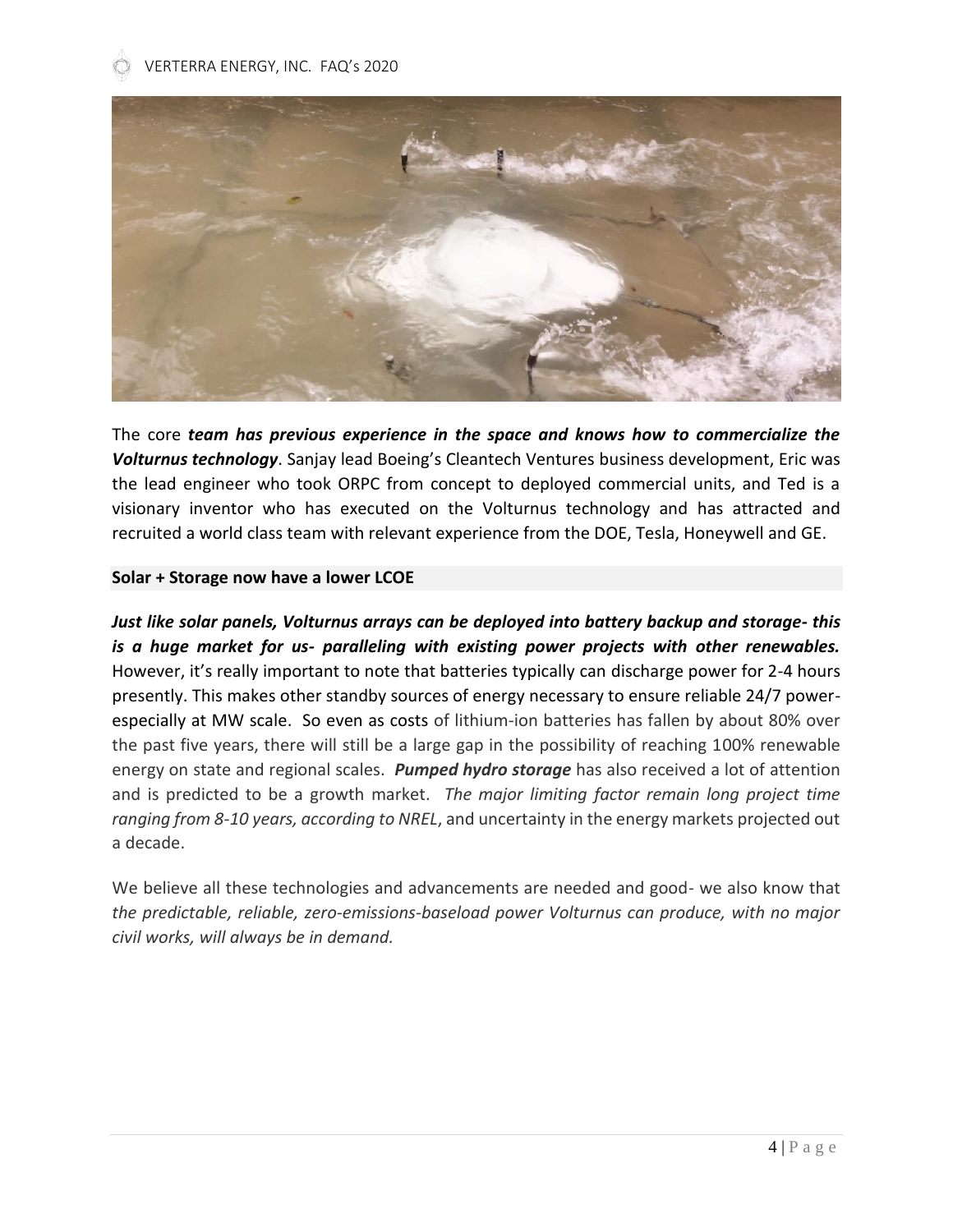The core ***team has previous experience in the space and knows how to commercialize the Volturnus technology***. Sanjay lead Boeing's Cleantech Ventures business development, Eric was the lead engineer who took ORPC from concept to deployed commercial units, and Ted is a visionary inventor who has executed on the Volturnus technology and has attracted and recruited a world class team with relevant experience from the DOE, Tesla, Honeywell and GE.

**Solar + Storage now have a lower LCOE**

***Just like solar panels, Volturnus arrays can be deployed into battery backup and storage- this is a huge market for us- paralleling with existing power projects with other renewables.*** However, it's really important to note that batteries typically can discharge power for 2-4 hours presently. This makes other standby sources of energy necessary to ensure reliable 24/7 power- especially at MW scale. So even as costs of lithium-ion batteries has fallen by about 80% over the past five years, there will still be a large gap in the possibility of reaching 100% renewable energy on state and regional scales. ***Pumped hydro storage*** has also received a lot of attention and is predicted to be a growth market. *The major limiting factor remain long project time ranging from 8-10 years, according to NREL*, and uncertainty in the energy markets projected out a decade.

We believe all these technologies and advancements are needed and good- we also know that *the predictable, reliable, zero-emissions-baseload power Volturnus can produce, with no major civil works, will always be in demand.*